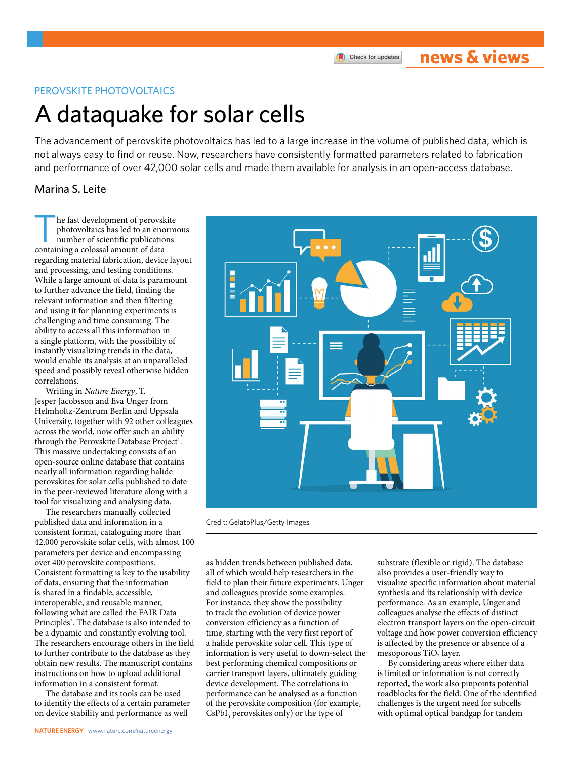PEROVSKITE PHOTOVOLTAICS

# A dataquake for solar cells

The advancement of perovskite photovoltaics has led to a large increase in the volume of published data, which is not always easy to find or reuse. Now, researchers have consistently formatted parameters related to fabrication and performance of over 42,000 solar cells and made them available for analysis in an open-access database.

## Marina S. Leite

The fast development of perovskite photovoltaics has led to an enormous number of scientific publications containing a colossal amount of data regarding material fabrication, device layout and processing, and testing conditions. While a large amount of data is paramount to further advance the field, finding the relevant information and then filtering and using it for planning experiments is challenging and time consuming. The ability to access all this information in a single platform, with the possibility of instantly visualizing trends in the data, would enable its analysis at an unparalleled speed and possibly reveal otherwise hidden correlations.

Writing in *Nature Energy*, T. Jesper Jacobsson and Eva Unger from Helmholtz-Zentrum Berlin and Uppsala University, together with 92 other colleagues across the world, now offer such an ability through the Perovskite Database Project[1]. This massive undertaking consists of an open-source online database that contains nearly all information regarding halide perovskites for solar cells published to date in the peer-reviewed literature along with a tool for visualizing and analysing data.

The researchers manually collected published data and information in a consistent format, cataloguing more than 42,000 perovskite solar cells, with almost 100 parameters per device and encompassing over 400 perovskite compositions. Consistent formatting is key to the usability of data, ensuring that the information is shared in a findable, accessible, interoperable, and reusable manner, following what are called the FAIR Data Principles[2]. The database is also intended to be a dynamic and constantly evolving tool. The researchers encourage others in the field to further contribute to the database as they obtain new results. The manuscript contains instructions on how to upload additional information in a consistent format.

The database and its tools can be used to identify the effects of a certain parameter on device stability and performance as well as hidden trends between published data, all of which would help researchers in the field to plan their future experiments. Unger and colleagues provide some examples. For instance, they show the possibility to track the evolution of device power conversion efficiency as a function of time, starting with the very first report of a halide perovskite solar cell. This type of information is very useful to down-select the best performing chemical compositions or carrier transport layers, ultimately guiding device development. The correlations in performance can be analysed as a function of the perovskite composition (for example, $CsPbI_3$ perovskites only) or the type of substrate (flexible or rigid). The database also provides a user-friendly way to visualize specific information about material synthesis and its relationship with device performance. As an example, Unger and colleagues analyse the effects of distinct electron transport layers on the open-circuit voltage and how power conversion efficiency is affected by the presence or absence of a mesoporous $TiO_2$ layer.

Credit: GelatoPlus/Getty Images

By considering areas where either data is limited or information is not correctly reported, the work also pinpoints potential roadblocks for the field. One of the identified challenges is the urgent need for subcells with optimal optical bandgap for tandem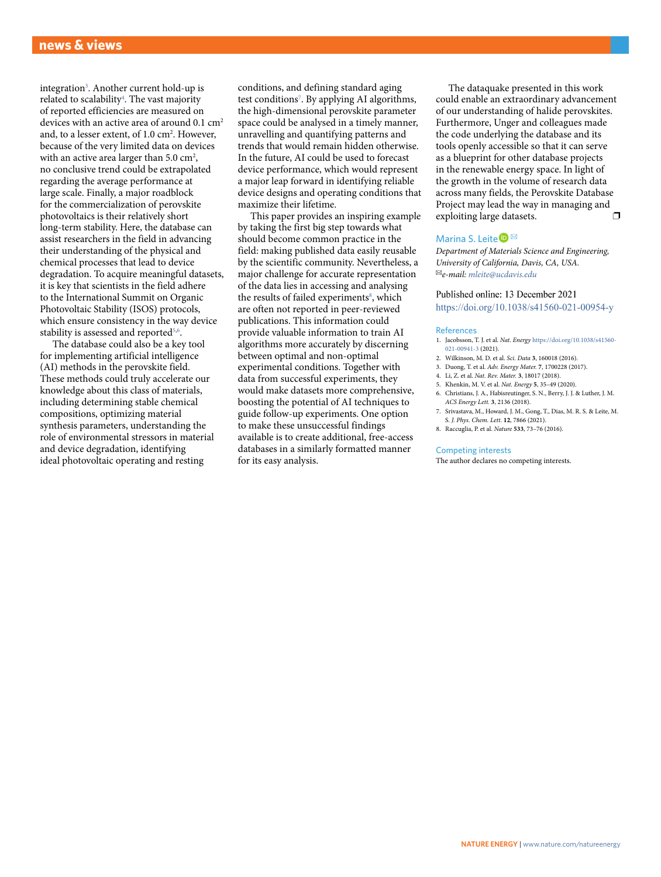integration[3]. Another current hold-up is related to scalability[4]. The vast majority of reported efficiencies are measured on devices with an active area of around 0.1 $cm^2$ and, to a lesser extent, of 1.0 $cm^2$. However, because of the very limited data on devices with an active area larger than 5.0 $cm^2$, no conclusive trend could be extrapolated regarding the average performance at large scale. Finally, a major roadblock for the commercialization of perovskite photovoltaics is their relatively short long-term stability. Here, the database can assist researchers in the field in advancing their understanding of the physical and chemical processes that lead to device degradation. To acquire meaningful datasets, it is key that scientists in the field adhere to the International Summit on Organic Photovoltaic Stability (ISOS) protocols, which ensure consistency in the way device stability is assessed and reported[5,6].

The database could also be a key tool for implementing artificial intelligence (AI) methods in the perovskite field. These methods could truly accelerate our knowledge about this class of materials, including determining stable chemical compositions, optimizing material synthesis parameters, understanding the role of environmental stressors in material and device degradation, identifying ideal photovoltaic operating and resting conditions, and defining standard aging test conditions[7]. By applying AI algorithms, the high-dimensional perovskite parameter space could be analysed in a timely manner, unravelling and quantifying patterns and trends that would remain hidden otherwise. In the future, AI could be used to forecast device performance, which would represent a major leap forward in identifying reliable device designs and operating conditions that maximize their lifetime.

This paper provides an inspiring example by taking the first big step towards what should become common practice in the field: making published data easily reusable by the scientific community. Nevertheless, a major challenge for accurate representation of the data lies in accessing and analysing the results of failed experiments[8], which are often not reported in peer-reviewed publications. This information could provide valuable information to train AI algorithms more accurately by discerning between optimal and non-optimal experimental conditions. Together with data from successful experiments, they would make datasets more comprehensive, boosting the potential of AI techniques to guide follow-up experiments. One option to make these unsuccessful findings available is to create additional, free-access databases in a similarly formatted manner for its easy analysis.

The dataquake presented in this work could enable an extraordinary advancement of our understanding of halide perovskites. Furthermore, Unger and colleagues made the code underlying the database and its tools openly accessible so that it can serve as a blueprint for other database projects in the renewable energy space. In light of the growth in the volume of research data across many fields, the Perovskite Database Project may lead the way in managing and exploiting large datasets. ❒

**Marina S. Leite** ✉

*Department of Materials Science and Engineering, University of California, Davis, CA, USA.*
✉*e-mail: mleite@ucdavis.edu*

Published online: 13 December 2021
https://doi.org/10.1038/s41560-021-00954-y

## References

1. Jacobsson, T. J. et al. *Nat. Energy* https://doi.org/10.1038/s41560-021-00941-3 (2021).
2. Wilkinson, M. D. et al. *Sci. Data* **3**, 160018 (2016).
3. Duong, T. et al. *Adv. Energy Mater.* **7**, 1700228 (2017).
4. Li, Z. et al. *Nat. Rev. Mater.* **3**, 18017 (2018).
5. Khenkin, M. V. et al. *Nat. Energy* **5**, 35–49 (2020).
6. Christians, J. A., Habisreutinger, S. N., Berry, J. J. & Luther, J. M. *ACS Energy Lett.* **3**, 2136 (2018).
7. Srivastava, M., Howard, J. M., Gong, T., Dias, M. R. S. & Leite, M. S. *J. Phys. Chem. Lett.* **12**, 7866 (2021).
8. Raccuglia, P. et al. *Nature* **533**, 73–76 (2016).

## Competing interests

The author declares no competing interests.